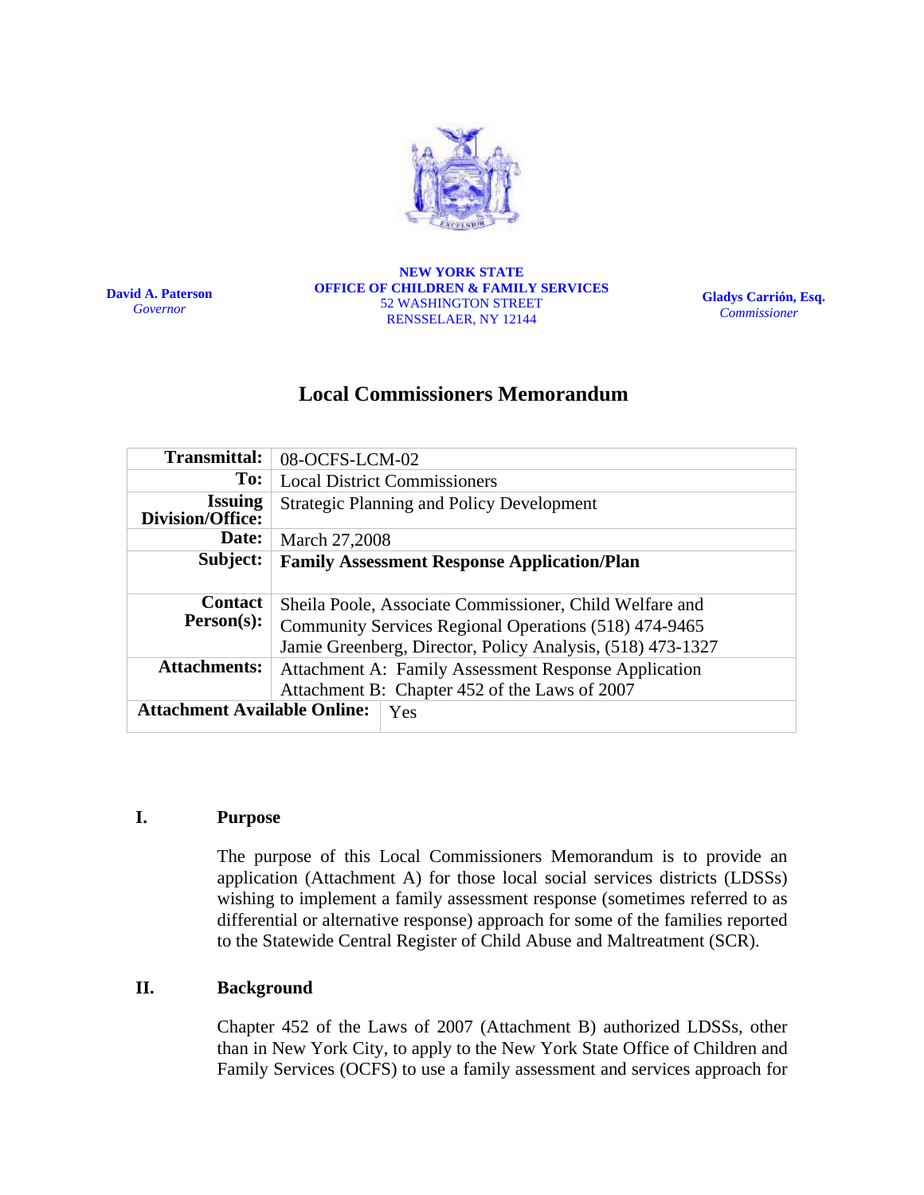**David A. Paterson**
*Governor*

**NEW YORK STATE**
**OFFICE OF CHILDREN & FAMILY SERVICES**
52 WASHINGTON STREET
RENSSELAER, NY 12144

**Gladys Carrión, Esq.**
*Commissioner*

# Local Commissioners Memorandum

| | |
|---|---|
| **Transmittal:** | 08-OCFS-LCM-02 |
| **To:** | Local District Commissioners |
| **Issuing Division/Office:** | Strategic Planning and Policy Development |
| **Date:** | March 27,2008 |
| **Subject:** | **Family Assessment Response Application/Plan** |
| **Contact Person(s):** | Sheila Poole, Associate Commissioner, Child Welfare and Community Services Regional Operations (518) 474-9465<br>Jamie Greenberg, Director, Policy Analysis, (518) 473-1327 |
| **Attachments:** | Attachment A: Family Assessment Response Application<br>Attachment B: Chapter 452 of the Laws of 2007 |
| **Attachment Available Online:** | Yes |

## I. Purpose

The purpose of this Local Commissioners Memorandum is to provide an application (Attachment A) for those local social services districts (LDSSs) wishing to implement a family assessment response (sometimes referred to as differential or alternative response) approach for some of the families reported to the Statewide Central Register of Child Abuse and Maltreatment (SCR).

## II. Background

Chapter 452 of the Laws of 2007 (Attachment B) authorized LDSSs, other than in New York City, to apply to the New York State Office of Children and Family Services (OCFS) to use a family assessment and services approach for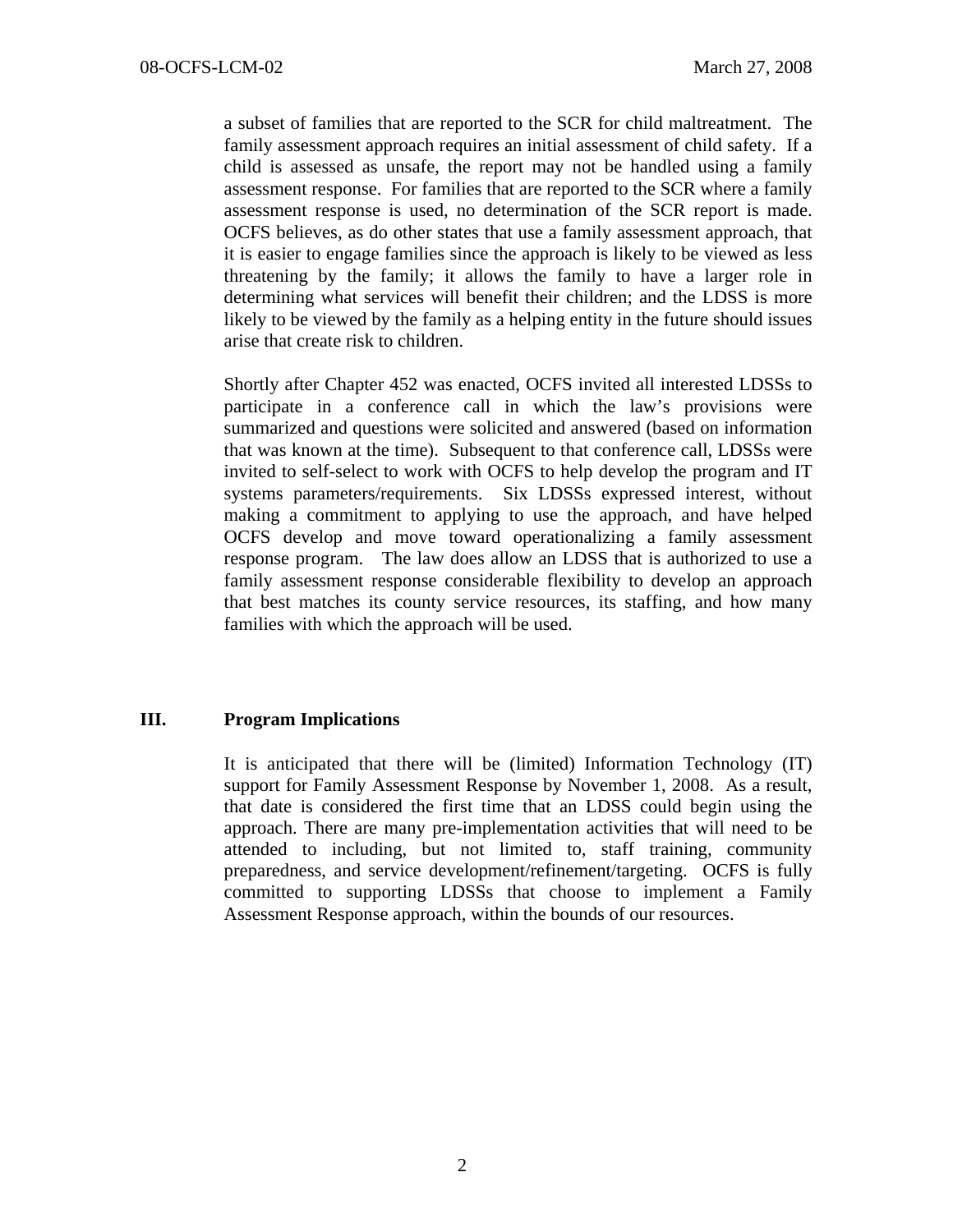a subset of families that are reported to the SCR for child maltreatment. The family assessment approach requires an initial assessment of child safety. If a child is assessed as unsafe, the report may not be handled using a family assessment response. For families that are reported to the SCR where a family assessment response is used, no determination of the SCR report is made. OCFS believes, as do other states that use a family assessment approach, that it is easier to engage families since the approach is likely to be viewed as less threatening by the family; it allows the family to have a larger role in determining what services will benefit their children; and the LDSS is more likely to be viewed by the family as a helping entity in the future should issues arise that create risk to children.

Shortly after Chapter 452 was enacted, OCFS invited all interested LDSSs to participate in a conference call in which the law's provisions were summarized and questions were solicited and answered (based on information that was known at the time). Subsequent to that conference call, LDSSs were invited to self-select to work with OCFS to help develop the program and IT systems parameters/requirements. Six LDSSs expressed interest, without making a commitment to applying to use the approach, and have helped OCFS develop and move toward operationalizing a family assessment response program. The law does allow an LDSS that is authorized to use a family assessment response considerable flexibility to develop an approach that best matches its county service resources, its staffing, and how many families with which the approach will be used.

## III. Program Implications

It is anticipated that there will be (limited) Information Technology (IT) support for Family Assessment Response by November 1, 2008. As a result, that date is considered the first time that an LDSS could begin using the approach. There are many pre-implementation activities that will need to be attended to including, but not limited to, staff training, community preparedness, and service development/refinement/targeting. OCFS is fully committed to supporting LDSSs that choose to implement a Family Assessment Response approach, within the bounds of our resources.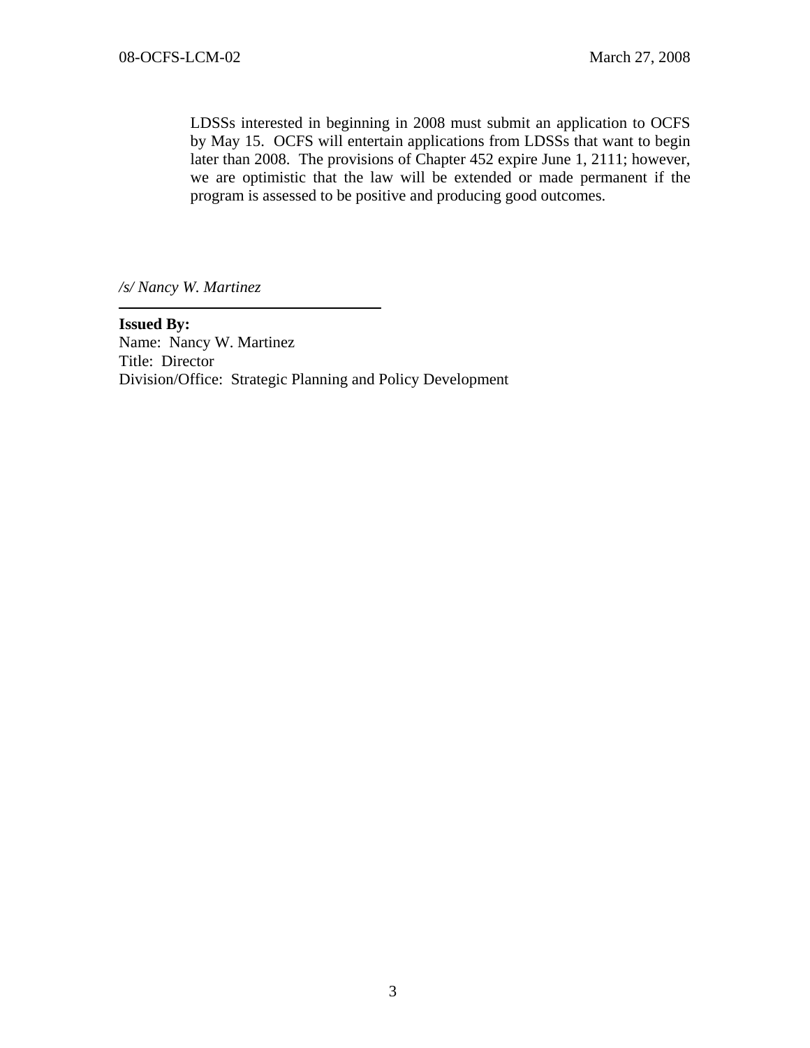LDSSs interested in beginning in 2008 must submit an application to OCFS by May 15. OCFS will entertain applications from LDSSs that want to begin later than 2008. The provisions of Chapter 452 expire June 1, 2111; however, we are optimistic that the law will be extended or made permanent if the program is assessed to be positive and producing good outcomes.

*/s/ Nancy W. Martinez*

---

**Issued By:**
Name: Nancy W. Martinez
Title: Director
Division/Office: Strategic Planning and Policy Development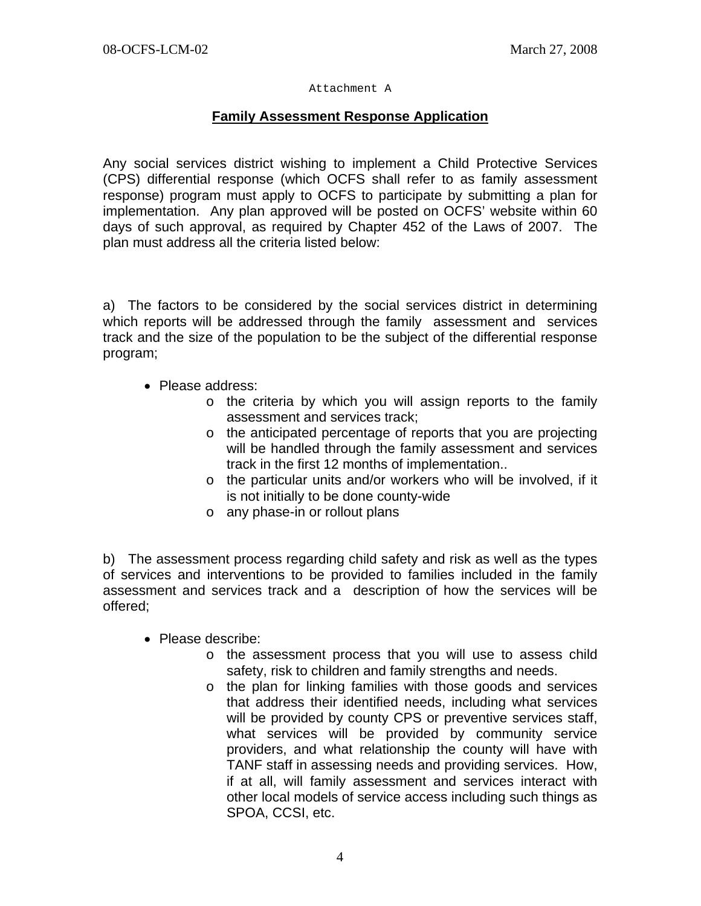Attachment A

## Family Assessment Response Application

Any social services district wishing to implement a Child Protective Services (CPS) differential response (which OCFS shall refer to as family assessment response) program must apply to OCFS to participate by submitting a plan for implementation. Any plan approved will be posted on OCFS' website within 60 days of such approval, as required by Chapter 452 of the Laws of 2007. The plan must address all the criteria listed below:

a) The factors to be considered by the social services district in determining which reports will be addressed through the family assessment and services track and the size of the population to be the subject of the differential response program;

- Please address:
  - the criteria by which you will assign reports to the family assessment and services track;
  - the anticipated percentage of reports that you are projecting will be handled through the family assessment and services track in the first 12 months of implementation..
  - the particular units and/or workers who will be involved, if it is not initially to be done county-wide
  - any phase-in or rollout plans

b) The assessment process regarding child safety and risk as well as the types of services and interventions to be provided to families included in the family assessment and services track and a description of how the services will be offered;

- Please describe:
  - the assessment process that you will use to assess child safety, risk to children and family strengths and needs.
  - the plan for linking families with those goods and services that address their identified needs, including what services will be provided by county CPS or preventive services staff, what services will be provided by community service providers, and what relationship the county will have with TANF staff in assessing needs and providing services. How, if at all, will family assessment and services interact with other local models of service access including such things as SPOA, CCSI, etc.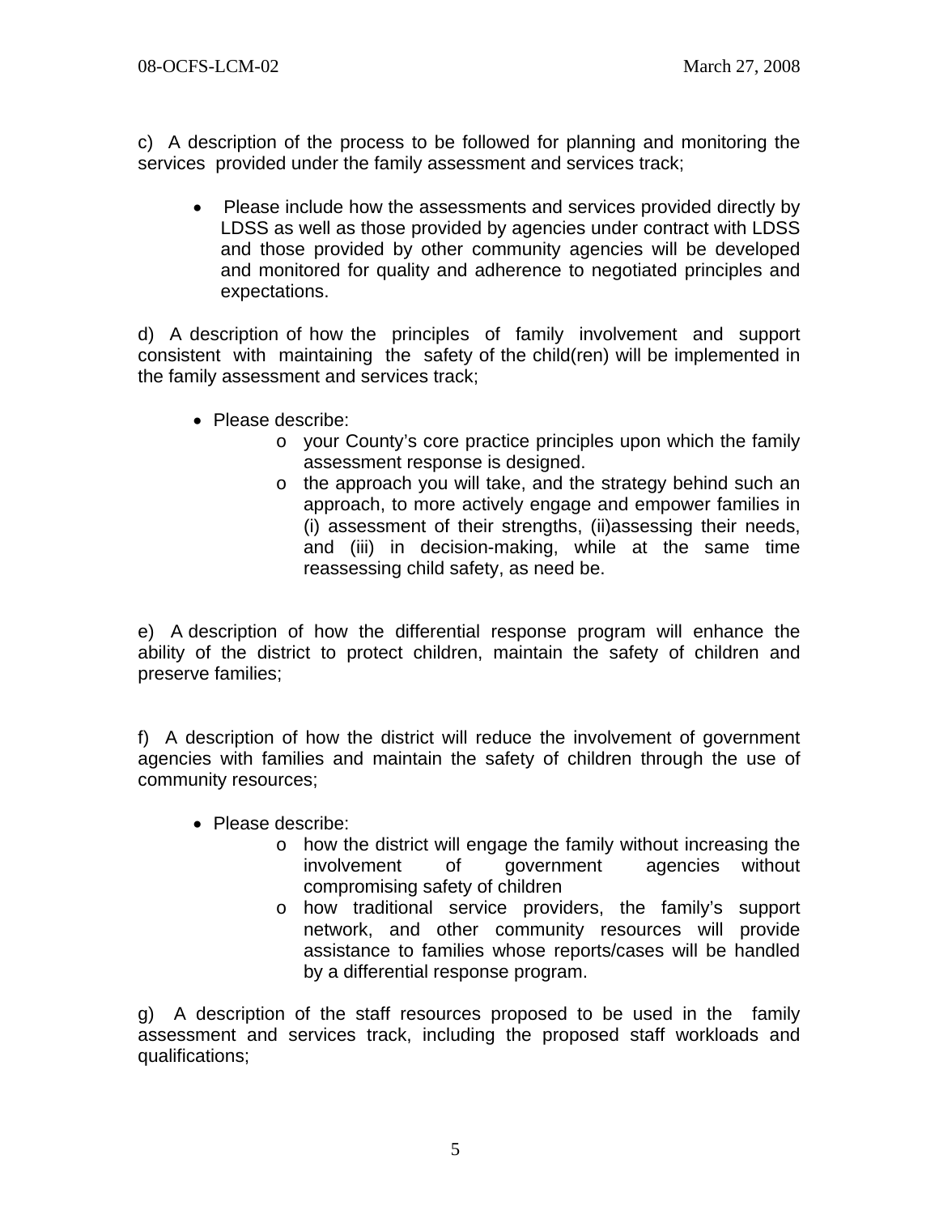c) A description of the process to be followed for planning and monitoring the services provided under the family assessment and services track;

- Please include how the assessments and services provided directly by LDSS as well as those provided by agencies under contract with LDSS and those provided by other community agencies will be developed and monitored for quality and adherence to negotiated principles and expectations.

d) A description of how the principles of family involvement and support consistent with maintaining the safety of the child(ren) will be implemented in the family assessment and services track;

- Please describe:
  - your County's core practice principles upon which the family assessment response is designed.
  - the approach you will take, and the strategy behind such an approach, to more actively engage and empower families in (i) assessment of their strengths, (ii)assessing their needs, and (iii) in decision-making, while at the same time reassessing child safety, as need be.

e) A description of how the differential response program will enhance the ability of the district to protect children, maintain the safety of children and preserve families;

f) A description of how the district will reduce the involvement of government agencies with families and maintain the safety of children through the use of community resources;

- Please describe:
  - how the district will engage the family without increasing the involvement of government agencies without compromising safety of children
  - how traditional service providers, the family's support network, and other community resources will provide assistance to families whose reports/cases will be handled by a differential response program.

g) A description of the staff resources proposed to be used in the family assessment and services track, including the proposed staff workloads and qualifications;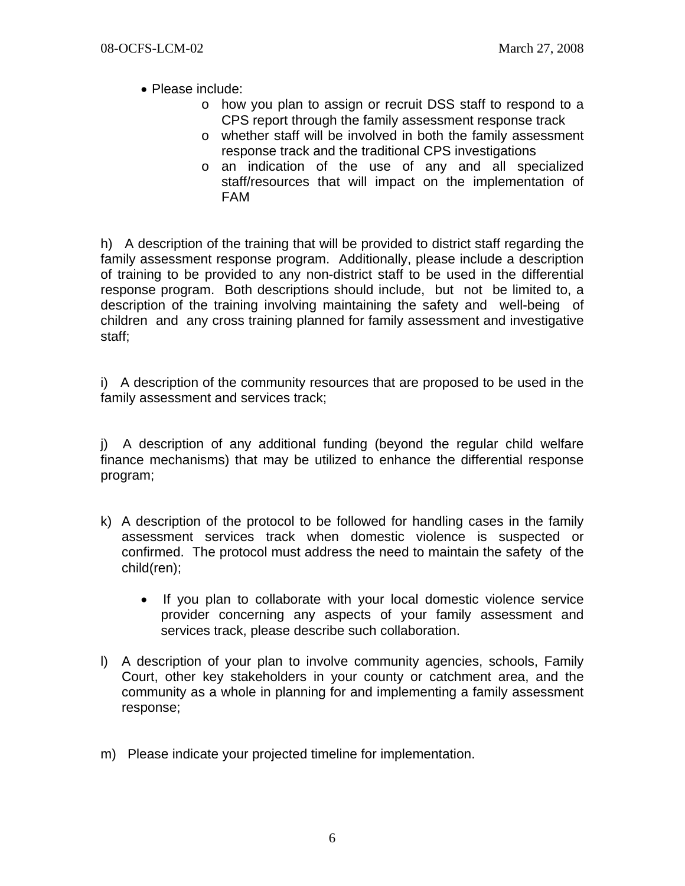- Please include:
    - how you plan to assign or recruit DSS staff to respond to a CPS report through the family assessment response track
    - whether staff will be involved in both the family assessment response track and the traditional CPS investigations
    - an indication of the use of any and all specialized staff/resources that will impact on the implementation of FAM

h) A description of the training that will be provided to district staff regarding the family assessment response program. Additionally, please include a description of training to be provided to any non-district staff to be used in the differential response program. Both descriptions should include, but not be limited to, a description of the training involving maintaining the safety and well-being of children and any cross training planned for family assessment and investigative staff;

i) A description of the community resources that are proposed to be used in the family assessment and services track;

j) A description of any additional funding (beyond the regular child welfare finance mechanisms) that may be utilized to enhance the differential response program;

k) A description of the protocol to be followed for handling cases in the family assessment services track when domestic violence is suspected or confirmed. The protocol must address the need to maintain the safety of the child(ren);

- If you plan to collaborate with your local domestic violence service provider concerning any aspects of your family assessment and services track, please describe such collaboration.

l) A description of your plan to involve community agencies, schools, Family Court, other key stakeholders in your county or catchment area, and the community as a whole in planning for and implementing a family assessment response;

m) Please indicate your projected timeline for implementation.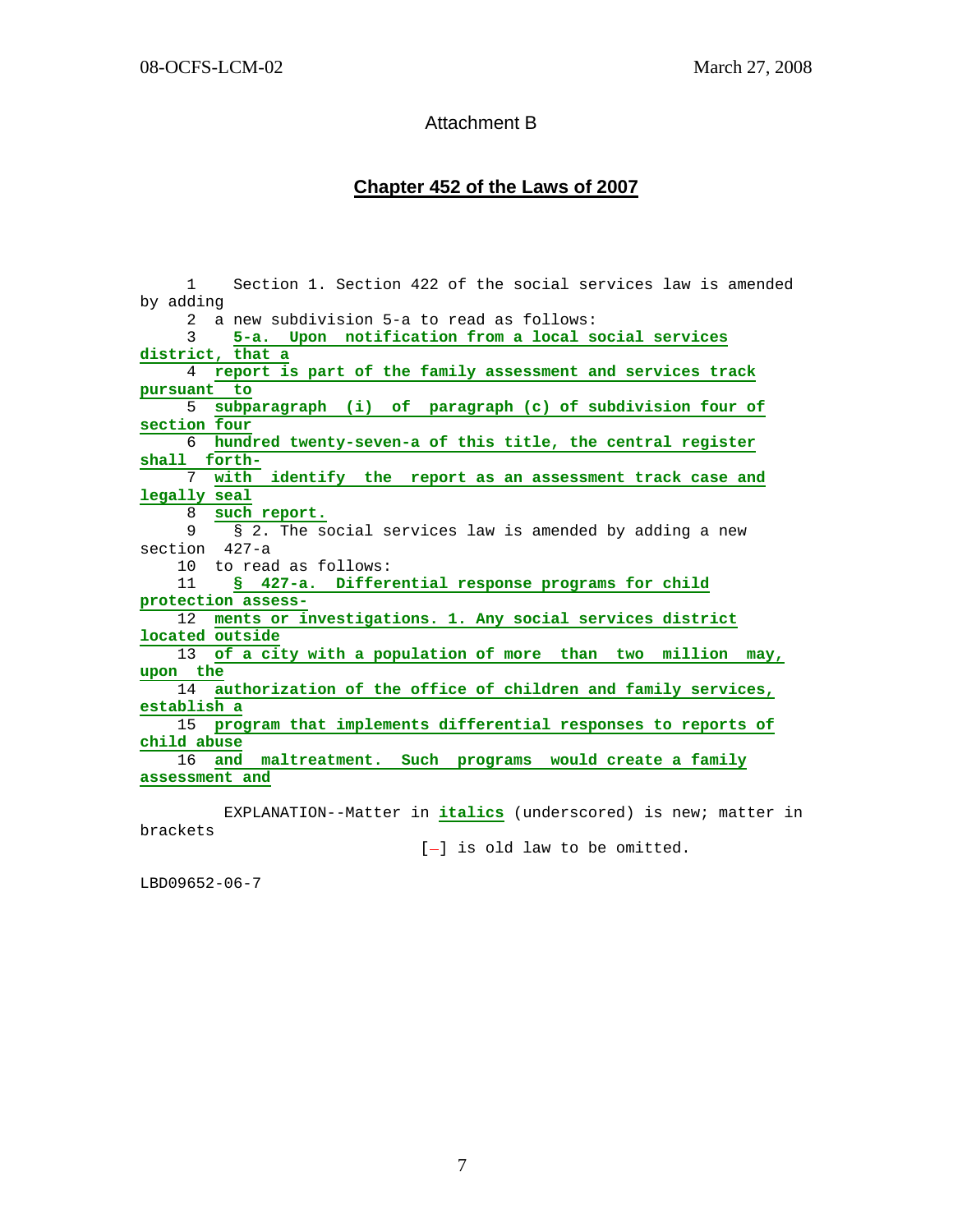Attachment B

## Chapter 452 of the Laws of 2007

1 Section 1. Section 422 of the social services law is amended by adding
2 a new subdivision 5-a to read as follows:
3 ***5-a. Upon notification from a local social services district, that a***
4 ***report is part of the family assessment and services track pursuant to***
5 ***subparagraph (i) of paragraph (c) of subdivision four of section four***
6 ***hundred twenty-seven-a of this title, the central register shall forth-***
7 ***with identify the report as an assessment track case and legally seal***
8 ***such report.***
9 § 2. The social services law is amended by adding a new section 427-a
10 to read as follows:
11 ***§ 427-a. Differential response programs for child protection assess-***
12 ***ments or investigations. 1. Any social services district located outside***
13 ***of a city with a population of more than two million may, upon the***
14 ***authorization of the office of children and family services, establish a***
15 ***program that implements differential responses to reports of child abuse***
16 ***and maltreatment. Such programs would create a family assessment and***

EXPLANATION--Matter in ***italics*** (underscored) is new; matter in brackets
[-] is old law to be omitted.

LBD09652-06-7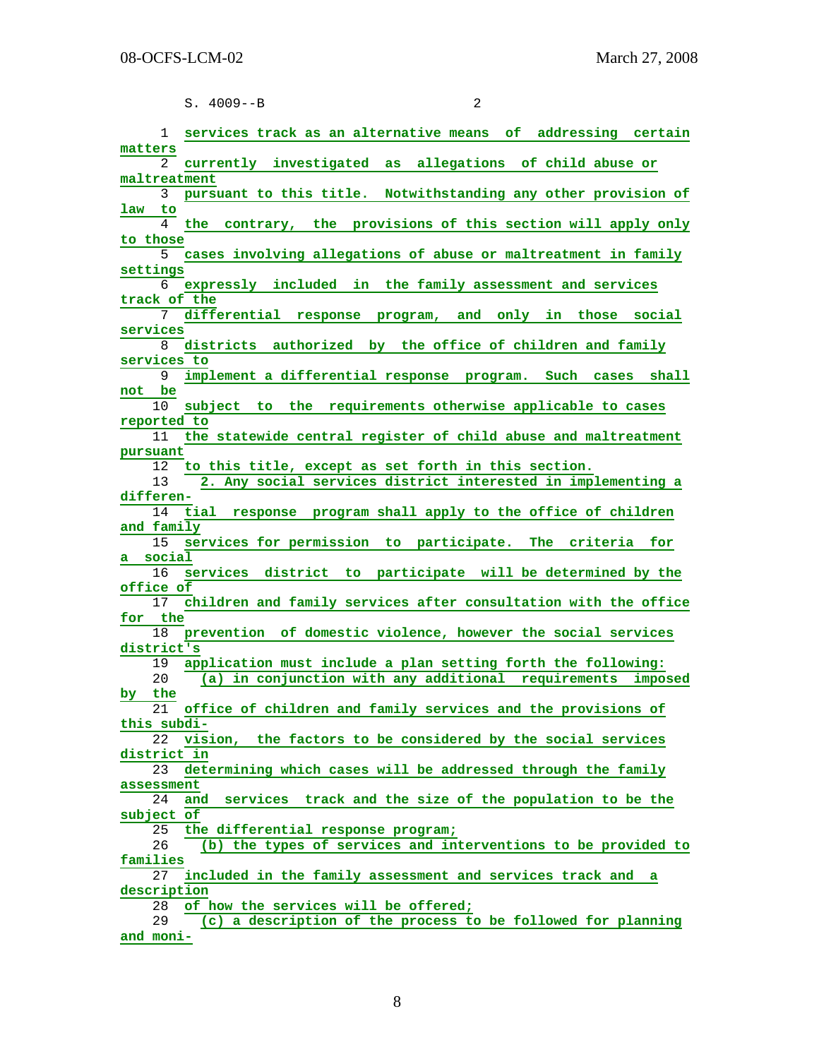S. 4009--B

services track as an alternative means of addressing certain matters currently investigated as allegations of child abuse or maltreatment pursuant to this title. Notwithstanding any other provision of law to the contrary, the provisions of this section will apply only to those cases involving allegations of abuse or maltreatment in family settings expressly included in the family assessment and services track of the differential response program, and only in those social services districts authorized by the office of children and family services to implement a differential response program. Such cases shall not be subject to the requirements otherwise applicable to cases reported to the statewide central register of child abuse and maltreatment pursuant to this title, except as set forth in this section.

2. Any social services district interested in implementing a differential response program shall apply to the office of children and family services for permission to participate. The criteria for a social services district to participate will be determined by the office of children and family services after consultation with the office for the prevention of domestic violence, however the social services district's application must include a plan setting forth the following:

(a) in conjunction with any additional requirements imposed by the office of children and family services and the provisions of this subdivision, the factors to be considered by the social services district in determining which cases will be addressed through the family assessment and services track and the size of the population to be the subject of the differential response program;

(b) the types of services and interventions to be provided to families included in the family assessment and services track and a description of how the services will be offered;

(c) a description of the process to be followed for planning and moni-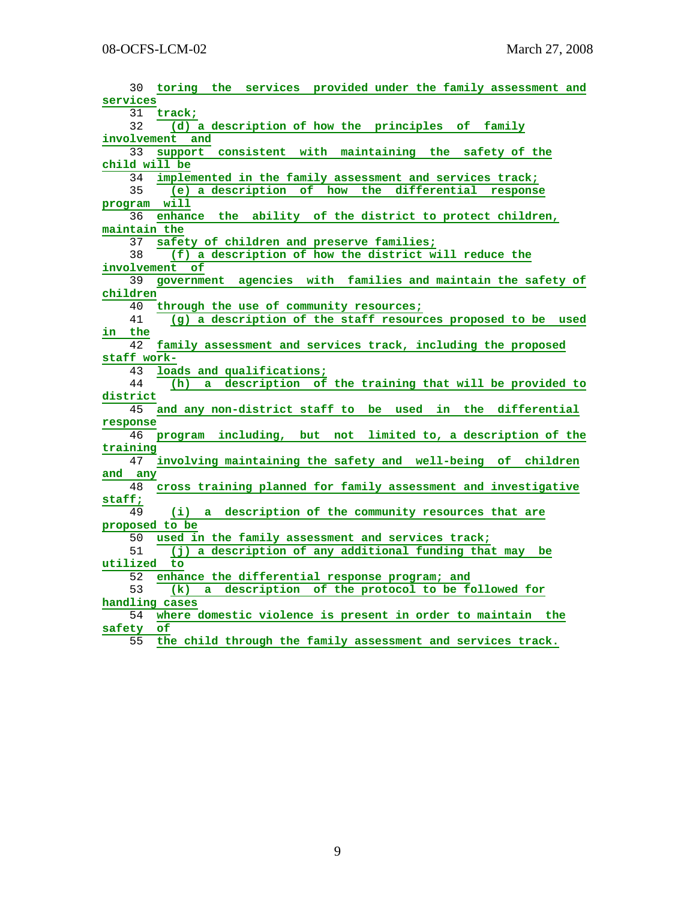30 toring the services provided under the family assessment and services
31 track;
32 (d) a description of how the principles of family involvement and
33 support consistent with maintaining the safety of the child will be
34 implemented in the family assessment and services track;
35 (e) a description of how the differential response program will
36 enhance the ability of the district to protect children, maintain the
37 safety of children and preserve families;
38 (f) a description of how the district will reduce the involvement of
39 government agencies with families and maintain the safety of children
40 through the use of community resources;
41 (g) a description of the staff resources proposed to be used in the
42 family assessment and services track, including the proposed staff work-
43 loads and qualifications;
44 (h) a description of the training that will be provided to district
45 and any non-district staff to be used in the differential response
46 program including, but not limited to, a description of the training
47 involving maintaining the safety and well-being of children and any
48 cross training planned for family assessment and investigative staff;
49 (i) a description of the community resources that are proposed to be
50 used in the family assessment and services track;
51 (j) a description of any additional funding that may be utilized to
52 enhance the differential response program; and
53 (k) a description of the protocol to be followed for handling cases
54 where domestic violence is present in order to maintain the safety of
55 the child through the family assessment and services track.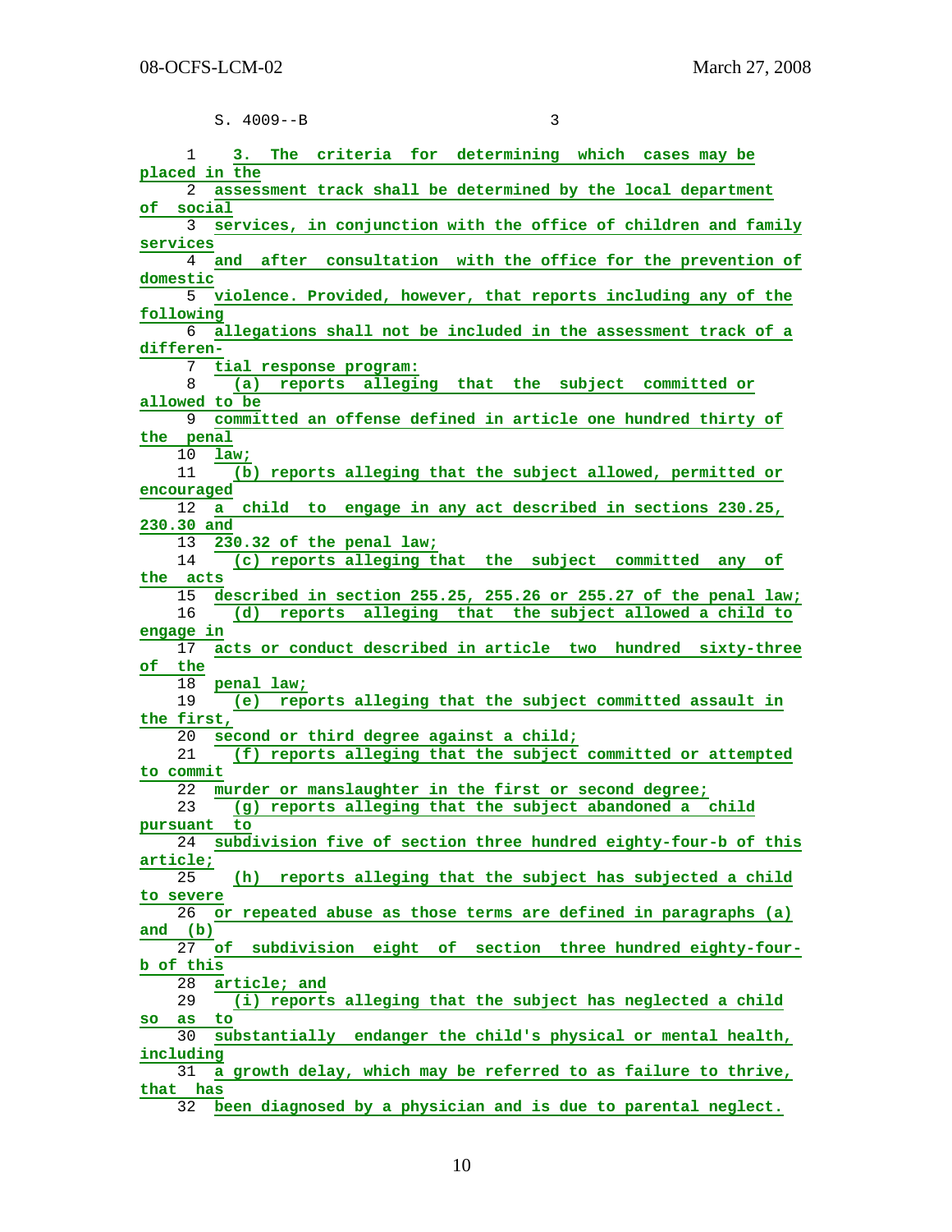S. 4009--B 3

3. The criteria for determining which cases may be placed in the assessment track shall be determined by the local department of social services, in conjunction with the office of children and family services and after consultation with the office for the prevention of domestic violence. Provided, however, that reports including any of the following allegations shall not be included in the assessment track of a differential response program:

(a) reports alleging that the subject committed or allowed to be committed an offense defined in article one hundred thirty of the penal law;

(b) reports alleging that the subject allowed, permitted or encouraged a child to engage in any act described in sections 230.25, 230.30 and 230.32 of the penal law;

(c) reports alleging that the subject committed any of the acts described in section 255.25, 255.26 or 255.27 of the penal law;

(d) reports alleging that the subject allowed a child to engage in acts or conduct described in article two hundred sixty-three of the penal law;

(e) reports alleging that the subject committed assault in the first, second or third degree against a child;

(f) reports alleging that the subject committed or attempted to commit murder or manslaughter in the first or second degree;

(g) reports alleging that the subject abandoned a child pursuant to subdivision five of section three hundred eighty-four-b of this article;

(h) reports alleging that the subject has subjected a child to severe or repeated abuse as those terms are defined in paragraphs (a) and (b) of subdivision eight of section three hundred eighty-four-b of this article; and

(i) reports alleging that the subject has neglected a child so as to substantially endanger the child's physical or mental health, including a growth delay, which may be referred to as failure to thrive, that has been diagnosed by a physician and is due to parental neglect.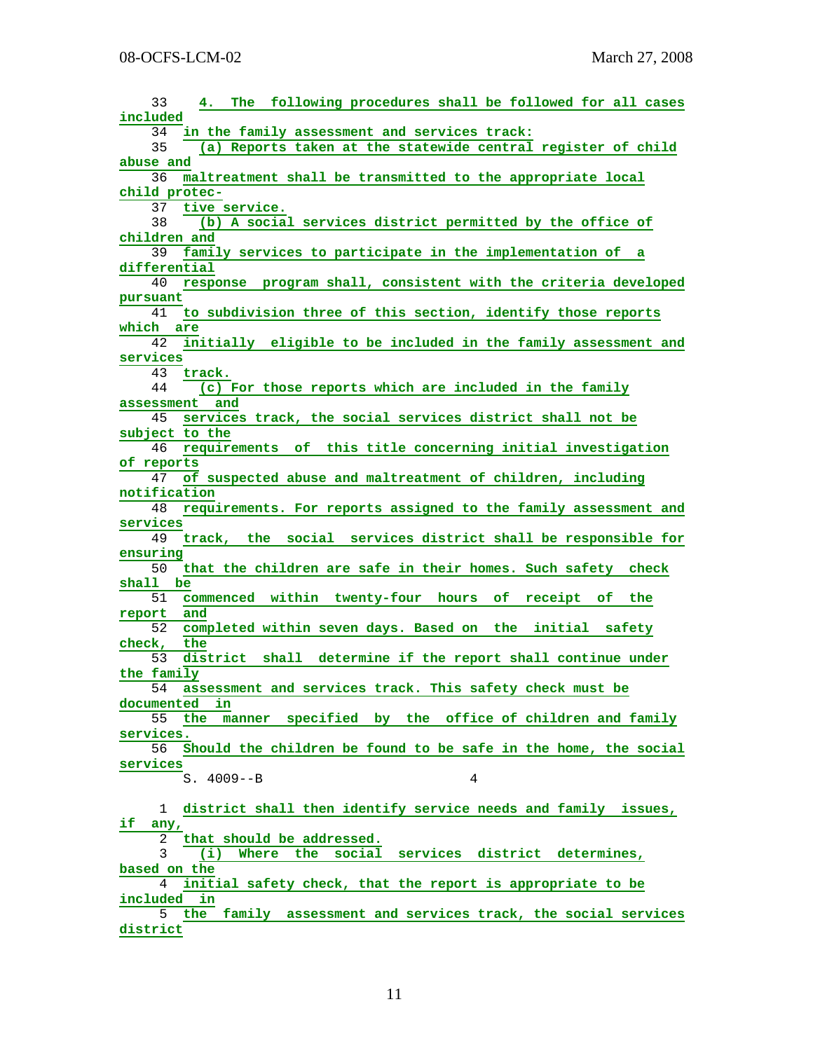33 4. The following procedures shall be followed for all cases included
34 in the family assessment and services track:
35 (a) Reports taken at the statewide central register of child abuse and
36 maltreatment shall be transmitted to the appropriate local child protec-
37 tive service.
38 (b) A social services district permitted by the office of children and
39 family services to participate in the implementation of a differential
40 response program shall, consistent with the criteria developed pursuant
41 to subdivision three of this section, identify those reports which are
42 initially eligible to be included in the family assessment and services
43 track.
44 (c) For those reports which are included in the family assessment and
45 services track, the social services district shall not be subject to the
46 requirements of this title concerning initial investigation of reports
47 of suspected abuse and maltreatment of children, including notification
48 requirements. For reports assigned to the family assessment and services
49 track, the social services district shall be responsible for ensuring
50 that the children are safe in their homes. Such safety check shall be
51 commenced within twenty-four hours of receipt of the report and
52 completed within seven days. Based on the initial safety check, the
53 district shall determine if the report shall continue under the family
54 assessment and services track. This safety check must be documented in
55 the manner specified by the office of children and family services.
56 Should the children be found to be safe in the home, the social services

S. 4009--B 4

1 district shall then identify service needs and family issues, if any,
2 that should be addressed.
3 (i) Where the social services district determines, based on the
4 initial safety check, that the report is appropriate to be included in
5 the family assessment and services track, the social services district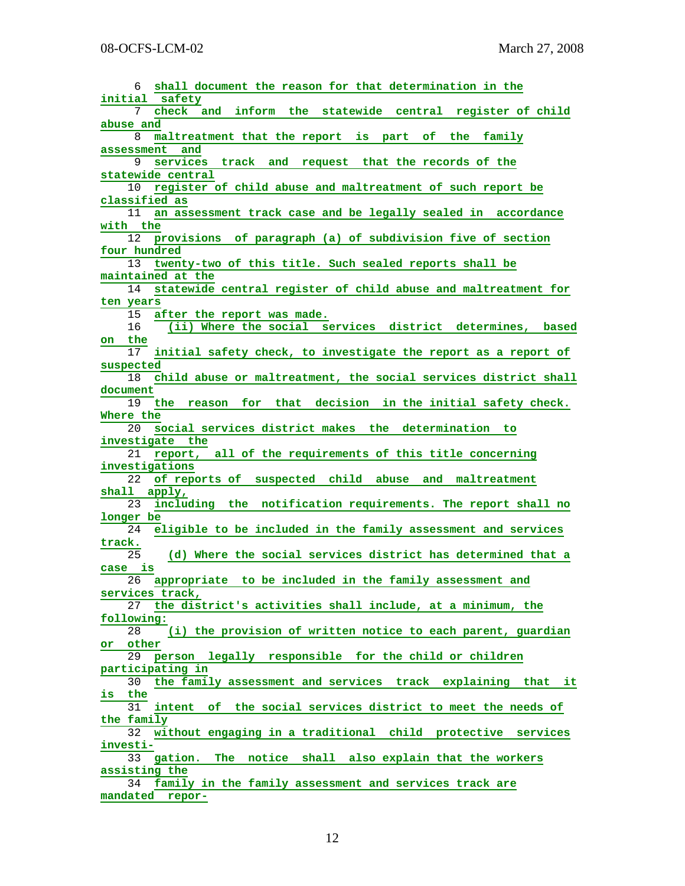6 shall document the reason for that determination in the initial safety
7 check and inform the statewide central register of child abuse and
8 maltreatment that the report is part of the family assessment and
9 services track and request that the records of the statewide central
10 register of child abuse and maltreatment of such report be classified as
11 an assessment track case and be legally sealed in accordance with the
12 provisions of paragraph (a) of subdivision five of section four hundred
13 twenty-two of this title. Such sealed reports shall be maintained at the
14 statewide central register of child abuse and maltreatment for ten years
15 after the report was made.
16 (ii) Where the social services district determines, based on the
17 initial safety check, to investigate the report as a report of suspected
18 child abuse or maltreatment, the social services district shall document
19 the reason for that decision in the initial safety check. Where the
20 social services district makes the determination to investigate the
21 report, all of the requirements of this title concerning investigations
22 of reports of suspected child abuse and maltreatment shall apply,
23 including the notification requirements. The report shall no longer be
24 eligible to be included in the family assessment and services track.
25 (d) Where the social services district has determined that a case is
26 appropriate to be included in the family assessment and services track,
27 the district's activities shall include, at a minimum, the following:
28 (i) the provision of written notice to each parent, guardian or other
29 person legally responsible for the child or children participating in
30 the family assessment and services track explaining that it is the
31 intent of the social services district to meet the needs of the family
32 without engaging in a traditional child protective services investi-
33 gation. The notice shall also explain that the workers assisting the
34 family in the family assessment and services track are mandated repor-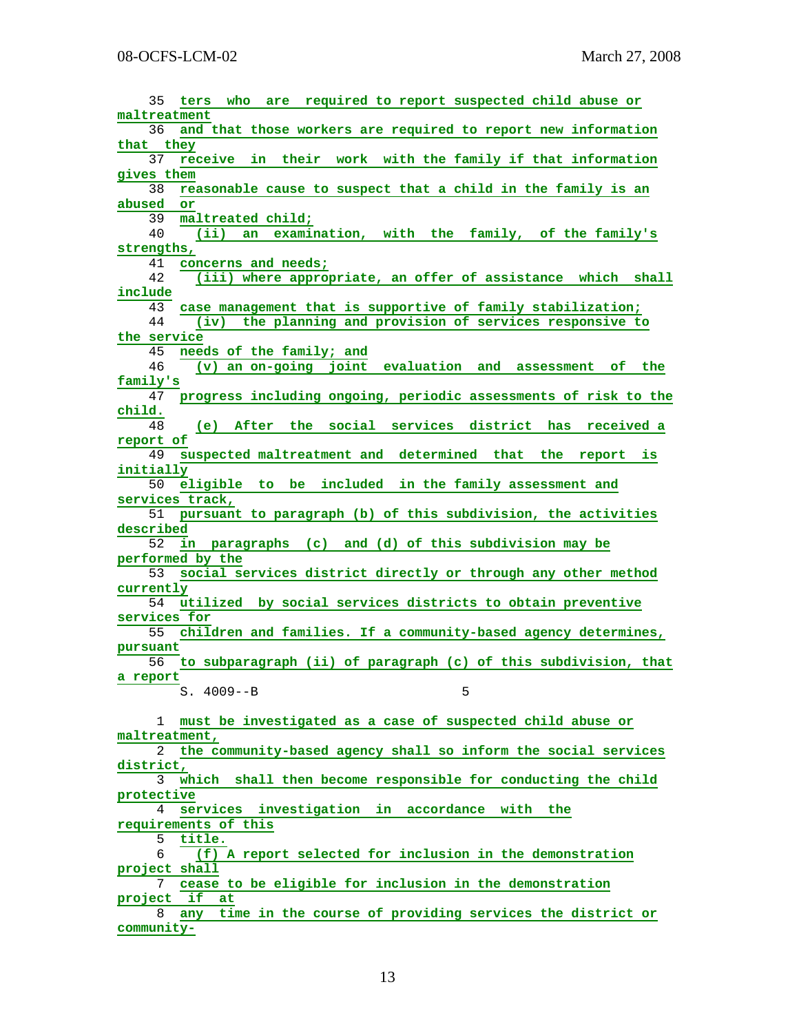35 ters who are required to report suspected child abuse or maltreatment
36 and that those workers are required to report new information that they
37 receive in their work with the family if that information gives them
38 reasonable cause to suspect that a child in the family is an abused or
39 maltreated child;
40 (ii) an examination, with the family, of the family's strengths,
41 concerns and needs;
42 (iii) where appropriate, an offer of assistance which shall include
43 case management that is supportive of family stabilization;
44 (iv) the planning and provision of services responsive to the service
45 needs of the family; and
46 (v) an on-going joint evaluation and assessment of the family's
47 progress including ongoing, periodic assessments of risk to the child.
48 (e) After the social services district has received a report of
49 suspected maltreatment and determined that the report is initially
50 eligible to be included in the family assessment and services track,
51 pursuant to paragraph (b) of this subdivision, the activities described
52 in paragraphs (c) and (d) of this subdivision may be performed by the
53 social services district directly or through any other method currently
54 utilized by social services districts to obtain preventive services for
55 children and families. If a community-based agency determines, pursuant
56 to subparagraph (ii) of paragraph (c) of this subdivision, that a report

S. 4009--B 5

1 must be investigated as a case of suspected child abuse or maltreatment,
2 the community-based agency shall so inform the social services district,
3 which shall then become responsible for conducting the child protective
4 services investigation in accordance with the requirements of this
5 title.
6 (f) A report selected for inclusion in the demonstration project shall
7 cease to be eligible for inclusion in the demonstration project if at
8 any time in the course of providing services the district or community-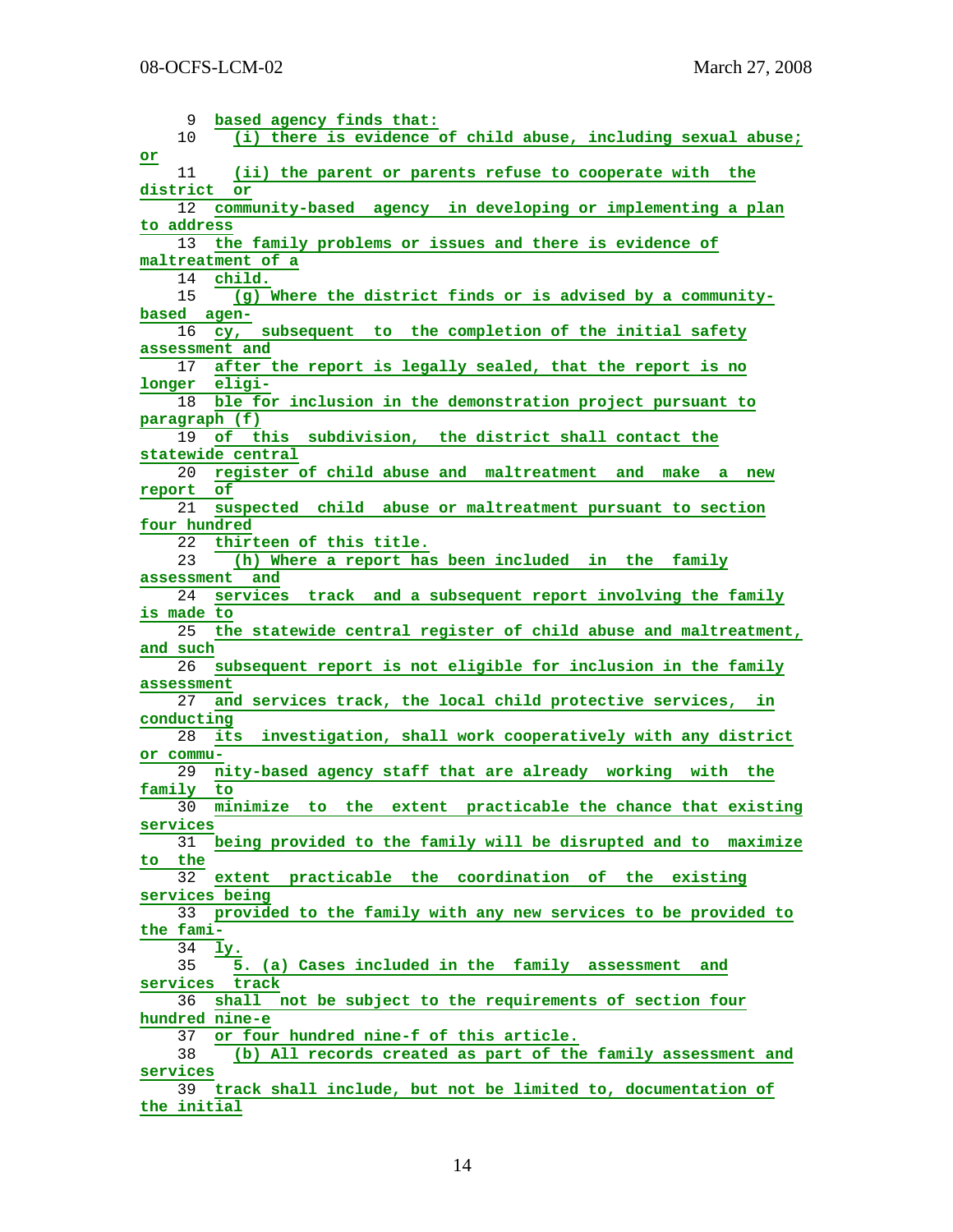9 based agency finds that:
10 (i) there is evidence of child abuse, including sexual abuse; or
11 (ii) the parent or parents refuse to cooperate with the district or
12 community-based agency in developing or implementing a plan to address
13 the family problems or issues and there is evidence of maltreatment of a
14 child.
15 (g) Where the district finds or is advised by a community-based agen-
16 cy, subsequent to the completion of the initial safety assessment and
17 after the report is legally sealed, that the report is no longer eligi-
18 ble for inclusion in the demonstration project pursuant to paragraph (f)
19 of this subdivision, the district shall contact the statewide central
20 register of child abuse and maltreatment and make a new report of
21 suspected child abuse or maltreatment pursuant to section four hundred
22 thirteen of this title.
23 (h) Where a report has been included in the family assessment and
24 services track and a subsequent report involving the family is made to
25 the statewide central register of child abuse and maltreatment, and such
26 subsequent report is not eligible for inclusion in the family assessment
27 and services track, the local child protective services, in conducting
28 its investigation, shall work cooperatively with any district or commu-
29 nity-based agency staff that are already working with the family to
30 minimize to the extent practicable the chance that existing services
31 being provided to the family will be disrupted and to maximize to the
32 extent practicable the coordination of the existing services being
33 provided to the family with any new services to be provided to the fami-
34 ly.
35 5. (a) Cases included in the family assessment and services track
36 shall not be subject to the requirements of section four hundred nine-e
37 or four hundred nine-f of this article.
38 (b) All records created as part of the family assessment and services
39 track shall include, but not be limited to, documentation of the initial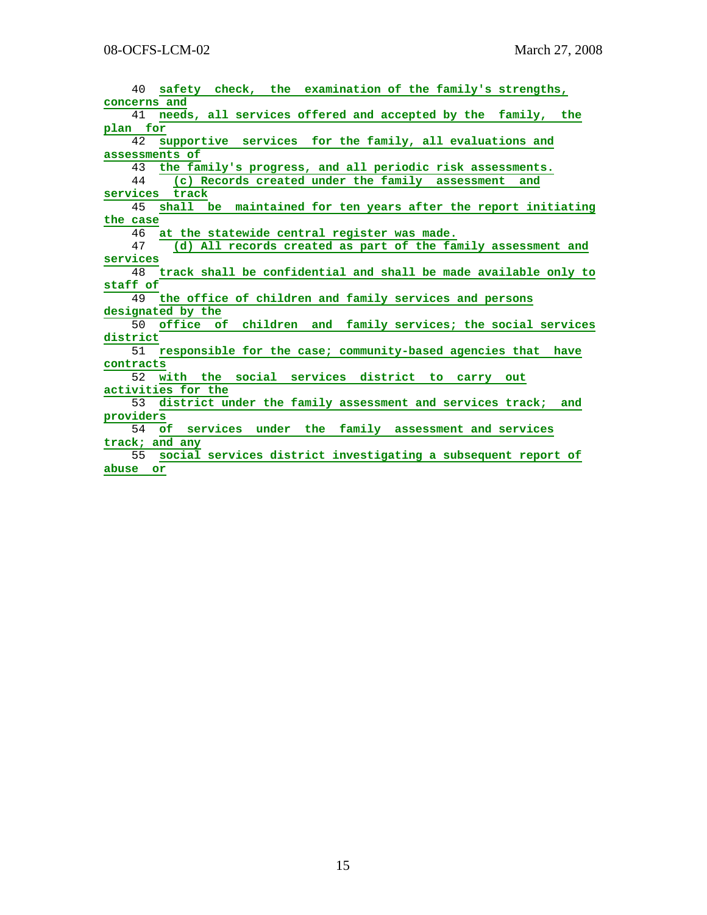40 safety check, the examination of the family's strengths, concerns and
41 needs, all services offered and accepted by the family, the plan for
42 supportive services for the family, all evaluations and assessments of
43 the family's progress, and all periodic risk assessments.
44 (c) Records created under the family assessment and services track
45 shall be maintained for ten years after the report initiating the case
46 at the statewide central register was made.
47 (d) All records created as part of the family assessment and services
48 track shall be confidential and shall be made available only to staff of
49 the office of children and family services and persons designated by the
50 office of children and family services; the social services district
51 responsible for the case; community-based agencies that have contracts
52 with the social services district to carry out activities for the
53 district under the family assessment and services track; and providers
54 of services under the family assessment and services track; and any
55 social services district investigating a subsequent report of abuse or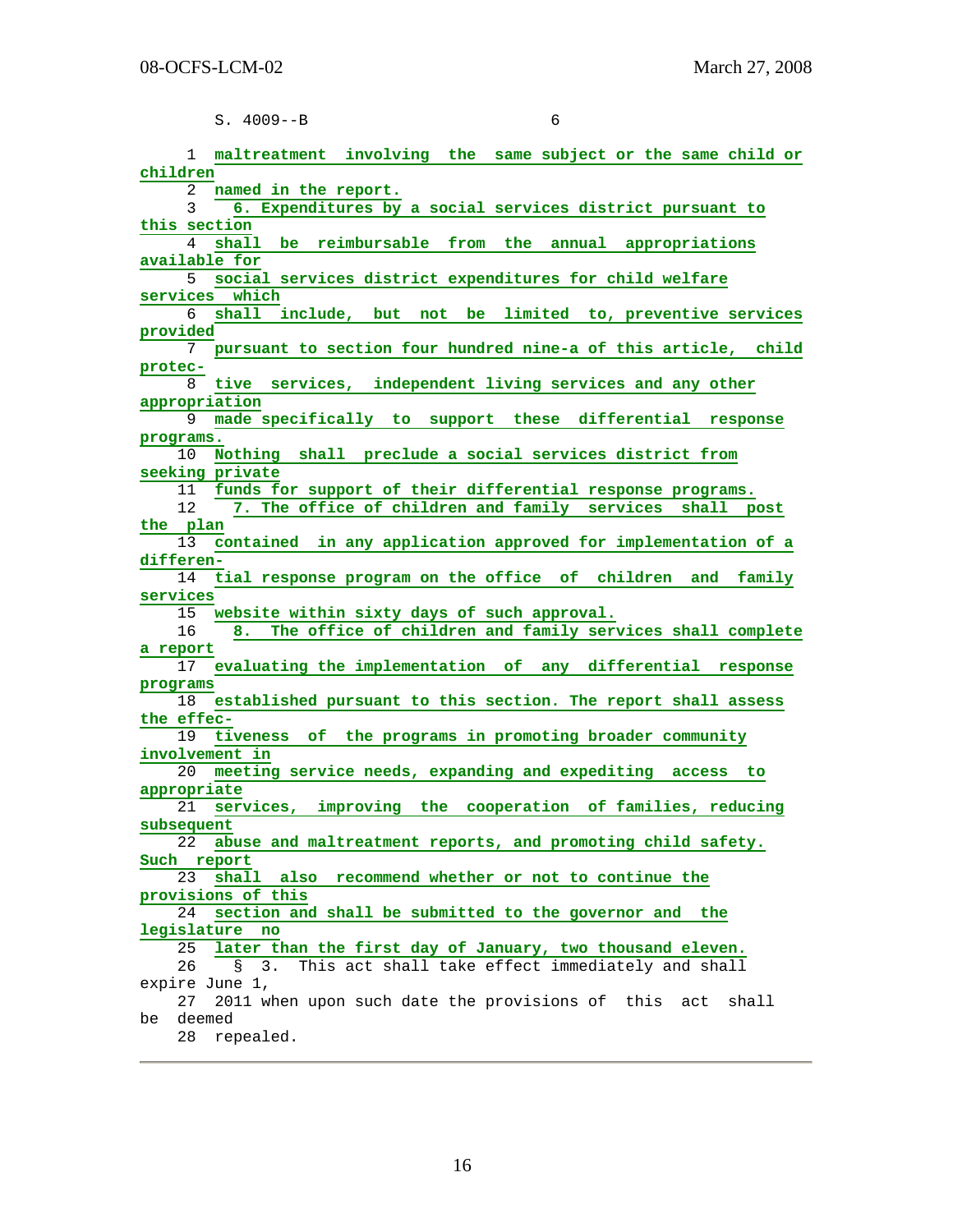S. 4009--B 6

1 maltreatment involving the same subject or the same child or children
2 named in the report.
3 6. Expenditures by a social services district pursuant to this section
4 shall be reimbursable from the annual appropriations available for
5 social services district expenditures for child welfare services which
6 shall include, but not be limited to, preventive services provided
7 pursuant to section four hundred nine-a of this article, child protec-
8 tive services, independent living services and any other appropriation
9 made specifically to support these differential response programs.
10 Nothing shall preclude a social services district from seeking private
11 funds for support of their differential response programs.
12 7. The office of children and family services shall post the plan
13 contained in any application approved for implementation of a differen-
14 tial response program on the office of children and family services
15 website within sixty days of such approval.
16 8. The office of children and family services shall complete a report
17 evaluating the implementation of any differential response programs
18 established pursuant to this section. The report shall assess the effec-
19 tiveness of the programs in promoting broader community involvement in
20 meeting service needs, expanding and expediting access to appropriate
21 services, improving the cooperation of families, reducing subsequent
22 abuse and maltreatment reports, and promoting child safety. Such report
23 shall also recommend whether or not to continue the provisions of this
24 section and shall be submitted to the governor and the legislature no
25 later than the first day of January, two thousand eleven.
26 § 3. This act shall take effect immediately and shall expire June 1,
27 2011 when upon such date the provisions of this act shall be deemed
28 repealed.